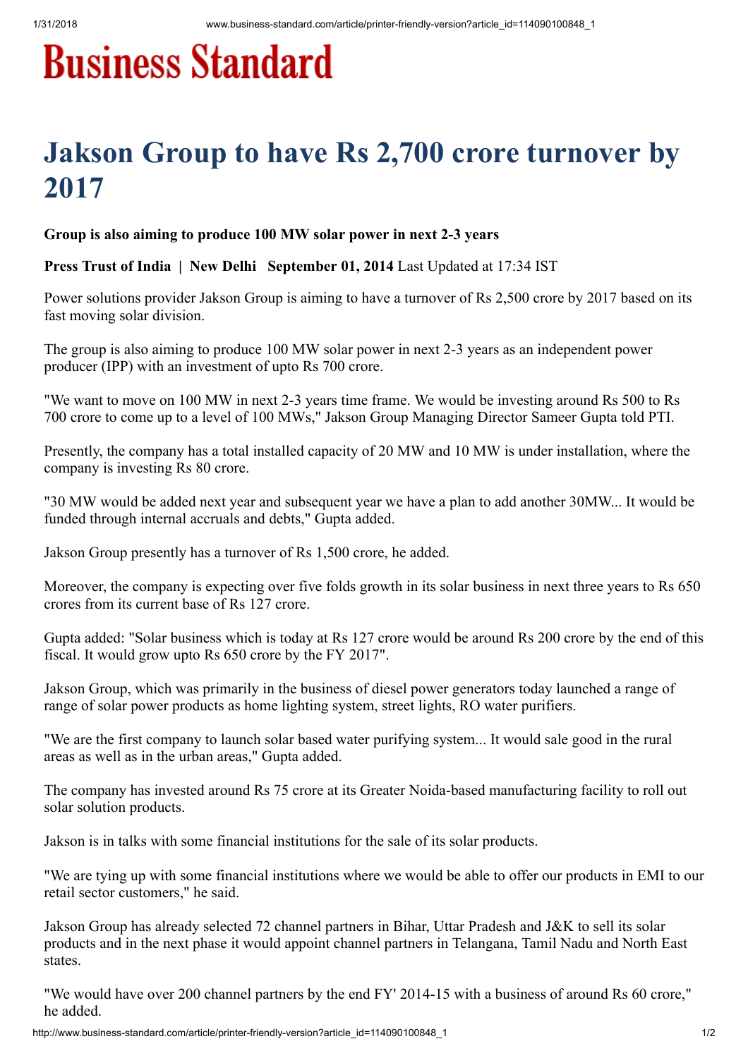# Business Standard

# Jakson Group to have Rs 2,700 crore turnover by 2017

**Group is also aiming to produce 100 MW solar power in next 2-3 years**

**Press Trust of India | New Delhi September 01, 2014** Last Updated at 17:34 IST

Power solutions provider Jakson Group is aiming to have a turnover of Rs 2,500 crore by 2017 based on its fast moving solar division.

The group is also aiming to produce 100 MW solar power in next 2-3 years as an independent power producer (IPP) with an investment of upto Rs 700 crore.

"We want to move on 100 MW in next 2-3 years time frame. We would be investing around Rs 500 to Rs 700 crore to come up to a level of 100 MWs," Jakson Group Managing Director Sameer Gupta told PTI.

Presently, the company has a total installed capacity of 20 MW and 10 MW is under installation, where the company is investing Rs 80 crore.

"30 MW would be added next year and subsequent year we have a plan to add another 30MW... It would be funded through internal accruals and debts," Gupta added.

Jakson Group presently has a turnover of Rs 1,500 crore, he added.

Moreover, the company is expecting over five folds growth in its solar business in next three years to Rs 650 crores from its current base of Rs 127 crore.

Gupta added: "Solar business which is today at Rs 127 crore would be around Rs 200 crore by the end of this fiscal. It would grow upto Rs 650 crore by the FY 2017".

Jakson Group, which was primarily in the business of diesel power generators today launched a range of range of solar power products as home lighting system, street lights, RO water purifiers.

"We are the first company to launch solar based water purifying system... It would sale good in the rural areas as well as in the urban areas," Gupta added.

The company has invested around Rs 75 crore at its Greater Noida-based manufacturing facility to roll out solar solution products.

Jakson is in talks with some financial institutions for the sale of its solar products.

"We are tying up with some financial institutions where we would be able to offer our products in EMI to our retail sector customers," he said.

Jakson Group has already selected 72 channel partners in Bihar, Uttar Pradesh and J&K to sell its solar products and in the next phase it would appoint channel partners in Telangana, Tamil Nadu and North East states.

"We would have over 200 channel partners by the end FY' 2014-15 with a business of around Rs 60 crore," he added.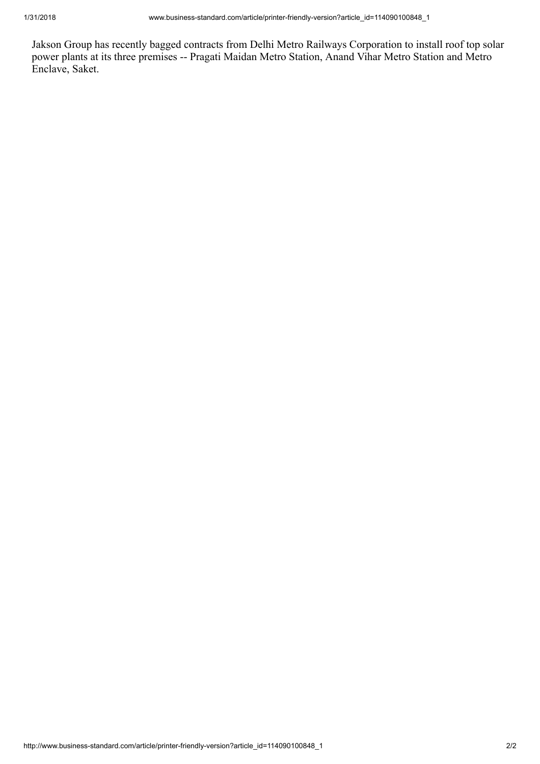Jakson Group has recently bagged contracts from Delhi Metro Railways Corporation to install roof top solar power plants at its three premises -- Pragati Maidan Metro Station, Anand Vihar Metro Station and Metro Enclave, Saket.